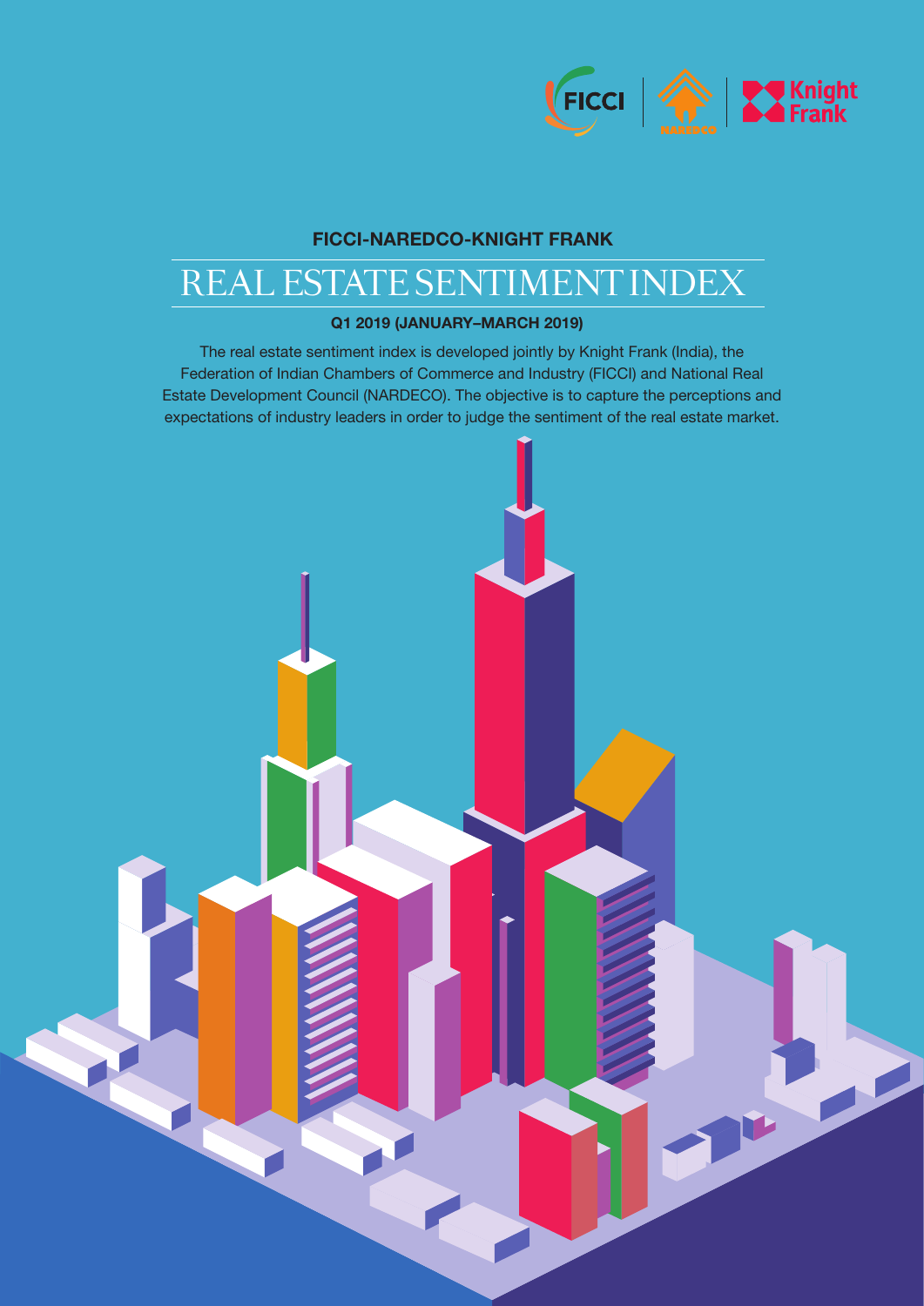**FICCI-NAREDCO-KNIGHT FRANK**

# REAL ESTATE SENTIMENT INDEX

**Q1 2019 (JANUARY–MARCH 2019)**

The real estate sentiment index is developed jointly by Knight Frank (India), the Federation of Indian Chambers of Commerce and Industry (FICCI) and National Real Estate Development Council (NARDECO). The objective is to capture the perceptions and expectations of industry leaders in order to judge the sentiment of the real estate market.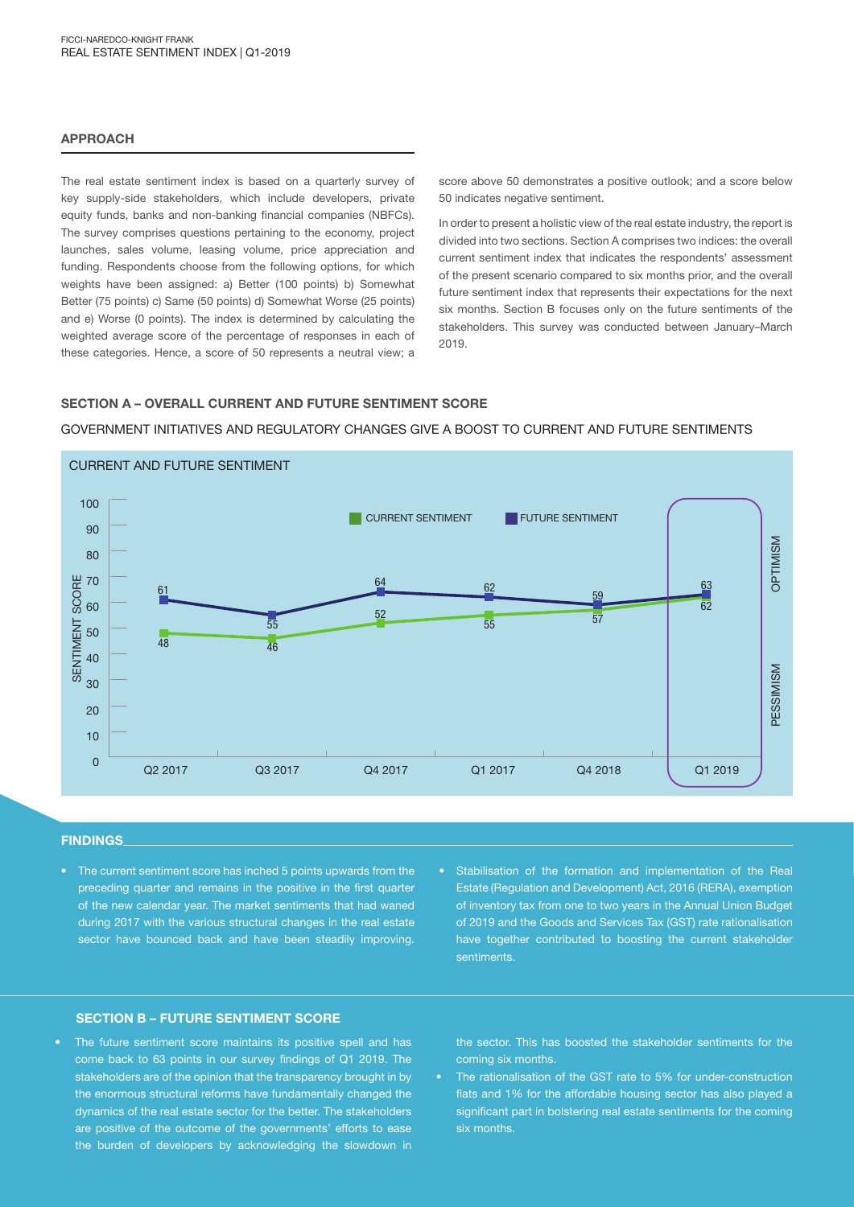## APPROACH

The real estate sentiment index is based on a quarterly survey of key supply-side stakeholders, which include developers, private equity funds, banks and non-banking financial companies (NBFCs). The survey comprises questions pertaining to the economy, project launches, sales volume, leasing volume, price appreciation and funding. Respondents choose from the following options, for which weights have been assigned: a) Better (100 points) b) Somewhat Better (75 points) c) Same (50 points) d) Somewhat Worse (25 points) and e) Worse (0 points). The index is determined by calculating the weighted average score of the percentage of responses in each of these categories. Hence, a score of 50 represents a neutral view; a score above 50 demonstrates a positive outlook; and a score below 50 indicates negative sentiment.

In order to present a holistic view of the real estate industry, the report is divided into two sections. Section A comprises two indices: the overall current sentiment index that indicates the respondents' assessment of the present scenario compared to six months prior, and the overall future sentiment index that represents their expectations for the next six months. Section B focuses only on the future sentiments of the stakeholders. This survey was conducted between January–March 2019.

## SECTION A – OVERALL CURRENT AND FUTURE SENTIMENT SCORE

GOVERNMENT INITIATIVES AND REGULATORY CHANGES GIVE A BOOST TO CURRENT AND FUTURE SENTIMENTS

CURRENT AND FUTURE SENTIMENT

| Quarter | Current Sentiment | Future Sentiment |
|---|---|---|
| Q2 2017 | 48 | 61 |
| Q3 2017 | 46 | 55 |
| Q4 2017 | 52 | 64 |
| Q1 2017 | 55 | 62 |
| Q4 2018 | 57 | 59 |
| Q1 2019 | 62 | 63 |

## FINDINGS

- The current sentiment score has inched 5 points upwards from the preceding quarter and remains in the positive in the first quarter of the new calendar year. The market sentiments that had waned during 2017 with the various structural changes in the real estate sector have bounced back and have been steadily improving.
- Stabilisation of the formation and implementation of the Real Estate (Regulation and Development) Act, 2016 (RERA), exemption of inventory tax from one to two years in the Annual Union Budget of 2019 and the Goods and Services Tax (GST) rate rationalisation have together contributed to boosting the current stakeholder sentiments.

## SECTION B – FUTURE SENTIMENT SCORE

- The future sentiment score maintains its positive spell and has come back to 63 points in our survey findings of Q1 2019. The stakeholders are of the opinion that the transparency brought in by the enormous structural reforms have fundamentally changed the dynamics of the real estate sector for the better. The stakeholders are positive of the outcome of the governments' efforts to ease the burden of developers by acknowledging the slowdown in the sector. This has boosted the stakeholder sentiments for the coming six months.
- The rationalisation of the GST rate to 5% for under-construction flats and 1% for the affordable housing sector has also played a significant part in bolstering real estate sentiments for the coming six months.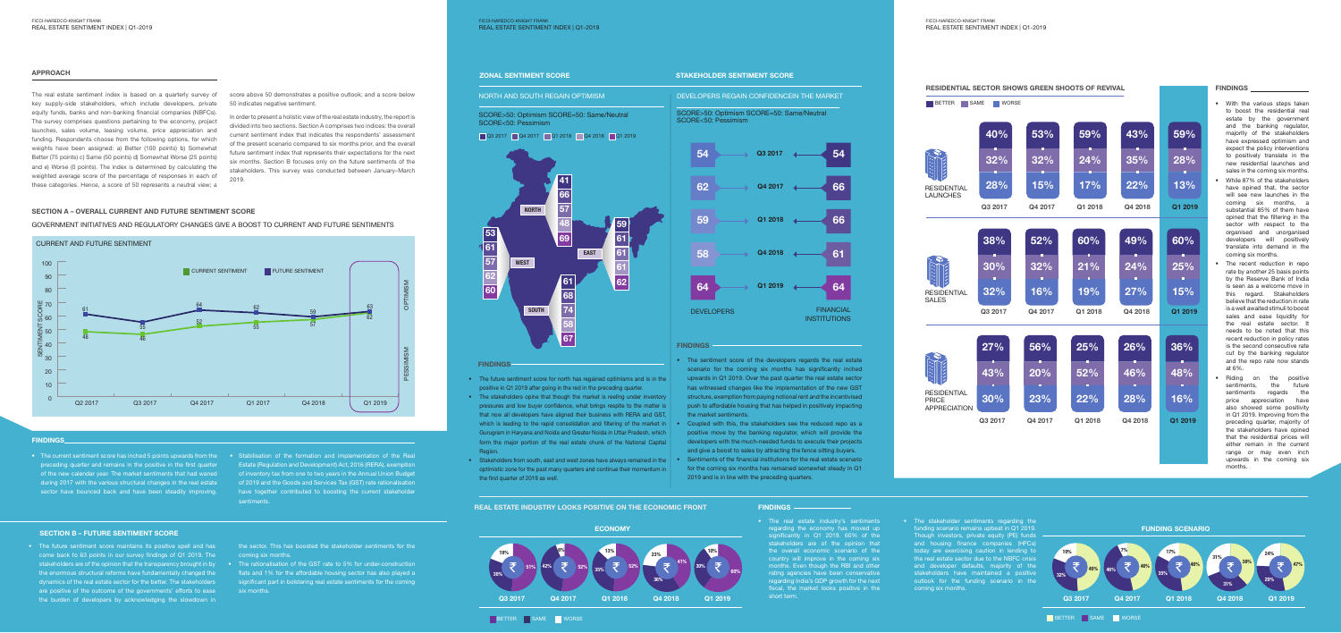## APPROACH

The real estate sentiment index is based on a quarterly survey of key supply-side stakeholders, which include developers, private equity funds, banks and non-banking financial companies (NBFCs). The survey comprises questions pertaining to the economy, project launches, sales volume, leasing volume, price appreciation and funding. Respondents choose from the following options, for which weights have been assigned: a) Better (100 points) b) Somewhat Better (75 points) c) Same (50 points) d) Somewhat Worse (25 points) and e) Worse (0 points). The index is determined by calculating the weighted average score of the percentage of responses in each of these categories. Hence, a score of 50 represents a neutral view; a score above 50 demonstrates a positive outlook; and a score below 50 indicates negative sentiment.

In order to present a holistic view of the real estate industry, the report is divided into two sections. Section A comprises two indices: the overall current sentiment index that indicates the respondents' assessment of the present scenario compared to six months prior, and the overall future sentiment index that represents their expectations for the next six months. Section B focuses only on the future sentiments of the stakeholders. This survey was conducted between January–March 2019.

## SECTION A – OVERALL CURRENT AND FUTURE SENTIMENT SCORE

### GOVERNMENT INITIATIVES AND REGULATORY CHANGES GIVE A BOOST TO CURRENT AND FUTURE SENTIMENTS

**CURRENT AND FUTURE SENTIMENT**

| | Q2 2017 | Q3 2017 | Q4 2017 | Q1 2017 | Q4 2018 | Q1 2019 |
|---|---|---|---|---|---|---|
| Current Sentiment | 46 | 46 | 52 | 55 | 57 | 62 |
| Future Sentiment | 61 | 55 | 64 | 62 | 59 | 63 |

Sentiment score: >50 Optimism, <50 Pessimism

### FINDINGS

- The current sentiment score has inched 5 points upwards from the preceding quarter and remains in the positive in the first quarter of the new calendar year. The market sentiments that had waned during 2017 with the various structural changes in the real estate sector have bounced back and have been steadily improving.
- Stabilisation of the formation and implementation of the Real Estate (Regulation and Development) Act, 2016 (RERA), exemption of inventory tax from one to two years in the Annual Union Budget of 2019 and the Goods and Services Tax (GST) rate rationalisation have together contributed to boosting the current stakeholder sentiments.

## SECTION B – FUTURE SENTIMENT SCORE

- The future sentiment score maintains its positive spell and has come back to 63 points in our survey findings of Q1 2019. The stakeholders are of the opinion that the transparency brought in by the enormous structural reforms have fundamentally changed the dynamics of the real estate sector for the better. The stakeholders are positive of the outcome of the governments' efforts to ease the burden of developers by acknowledging the slowdown in the sector. This has boosted the stakeholder sentiments for the coming six months.
- The rationalisation of the GST rate to 5% for under-construction flats and 1% for the affordable housing sector has also played a significant part in bolstering real estate sentiments for the coming six months.

## ZONAL SENTIMENT SCORE

### NORTH AND SOUTH REGAIN OPTIMISM

SCORE>50: Optimism SCORE=50: Same/Neutral SCORE<50: Pessimism

| Zone | Q3 2017 | Q4 2017 | Q1 2018 | Q4 2018 | Q1 2019 |
|---|---|---|---|---|---|
| North | 41 | 66 | 57 | 48 | 69 |
| West | 53 | 61 | 57 | 62 | 60 |
| East | 59 | 61 | 61 | 61 | 62 |
| South | 61 | 68 | 74 | 58 | 67 |

### FINDINGS

- The future sentiment score for north has regained optimism and is in the positive in Q1 2019 after going in the red in the preceding quarter.
- The stakeholders opine that though the market is reeling under inventory pressures and low buyer confidence, what brings respite to the matter is that now all developers have aligned their business with RERA and GST, which is leading to the rapid consolidation and filtering of the market in Gurugram in Haryana and Noida and Greater Noida in Uttar Pradesh, which form the major portion of the real estate chunk of the National Capital Region.
- Stakeholders from south, east and west zones have always remained in the optimistic zone for the past many quarters and continue their momentum in the first quarter of 2019 as well.

## STAKEHOLDER SENTIMENT SCORE

### DEVELOPERS REGAIN CONFIDENCEIN THE MARKET

SCORE>50: Optimism SCORE=50: Same/Neutral SCORE<50: Pessimism

| Developers | Quarter | Financial Institutions |
|---|---|---|
| 54 | Q3 2017 | 54 |
| 62 | Q4 2017 | 66 |
| 59 | Q1 2018 | 66 |
| 58 | Q4 2018 | 61 |
| 64 | Q1 2019 | 64 |

### FINDINGS

- The sentiment score of the developers regards the real estate scenario for the coming six months has significantly inched upwards in Q1 2019. Over the past quarter the real estate sector has witnessed changes like the implementation of the new GST structure, exemption from paying notional rent and the incentivised push to affordable housing that has helped in positively impacting the market sentiments.
- Coupled with this, the stakeholders see the reduced repo as a positive move by the banking regulator, which will provide the developers with the much-needed funds to execute their projects and give a boost to sales by attracting the fence sitting buyers.
- Sentiments of the financial institutions for the real estate scenario for the coming six months has remained somewhat steady in Q1 2019 and is in line with the preceding quarters.

## REAL ESTATE INDUSTRY LOOKS POSITIVE ON THE ECONOMIC FRONT

**ECONOMY**

| | Q3 2017 | Q4 2017 | Q1 2018 | Q4 2018 | Q1 2019 |
|---|---|---|---|---|---|
| Better | 51% | 52% | 52% | 41% | 60% |
| Same | 30% | 42% | 35% | 36% | 30% |
| Worse | 19% | 6% | 13% | 23% | 10% |

### FINDINGS

- The real estate industry's sentiments regarding the economy has moved up significantly in Q1 2019. 60% of the stakeholders are of the opinion that the overall economic scenario of the country will improve in the coming six months. Even though the RBI and other rating agencies have been conservative regarding India's GDP growth for the next fiscal, the market looks positive in the short term.
- The stakeholder sentiments regarding the funding scenario remains upbeat in Q1 2019. Though investors, private equity (PE) funds and housing finance companies (HFCs) today are exercising caution in lending to the real estate sector due to the NBFC crisis and developer defaults, majority of the stakeholders have maintained a positive outlook for the funding scenario in the coming six months.

## RESIDENTIAL SECTOR SHOWS GREEN SHOOTS OF REVIVAL

| | | Q3 2017 | Q4 2017 | Q1 2018 | Q4 2018 | Q1 2019 |
|---|---|---|---|---|---|---|
| Residential Launches | Better | 40% | 53% | 59% | 43% | 59% |
| | Same | 32% | 32% | 24% | 35% | 28% |
| | Worse | 28% | 15% | 17% | 22% | 13% |
| Residential Sales | Better | 38% | 52% | 60% | 49% | 60% |
| | Same | 30% | 32% | 21% | 24% | 25% |
| | Worse | 32% | 16% | 19% | 27% | 15% |
| Residential Price Appreciation | Better | 27% | 56% | 25% | 26% | 36% |
| | Same | 43% | 20% | 52% | 46% | 48% |
| | Worse | 30% | 23% | 22% | 28% | 16% |

### FINDINGS

- With the various steps taken to boost the residential real estate by the government and the banking regulator, majority of the stakeholders have expressed optimism and expect the policy interventions to positively translate in the new residential launches and sales in the coming six months.
- While 87% of the stakeholders have opined that, the sector will see new launches in the coming six months, a substantial 85% of them have opined that the filtering in the sector with respect to the organised and unorganised developers will positively translate into demand in the coming six months.
- The recent reduction in repo rate by another 25 basis points by the Reserve Bank of India is seen as a welcome move in this regard. Stakeholders believe that the reduction in rate is a well awaited stimuli to boost sales and ease liquidity for the real estate sector. It needs to be noted that this recent reduction in policy rates is the second consecutive rate cut by the banking regulator and the repo rate now stands at 6%.
- Riding on the positive sentiments, the future sentiments regards the price appreciation have also showed some positivity in Q1 2019. Improving from the preceding quarter, majority of the stakeholders have opined that the residential prices will either remain in the current range or may even inch upwards in the coming six months.

**FUNDING SCENARIO**

| | Q3 2017 | Q4 2017 | Q1 2018 | Q4 2018 | Q1 2019 |
|---|---|---|---|---|---|
| Better | 49% | 46% | 48% | 38% | 47% |
| Same | 32% | 46% | 35% | 31% | 29% |
| Worse | 19% | 7% | 17% | 31% | 24% |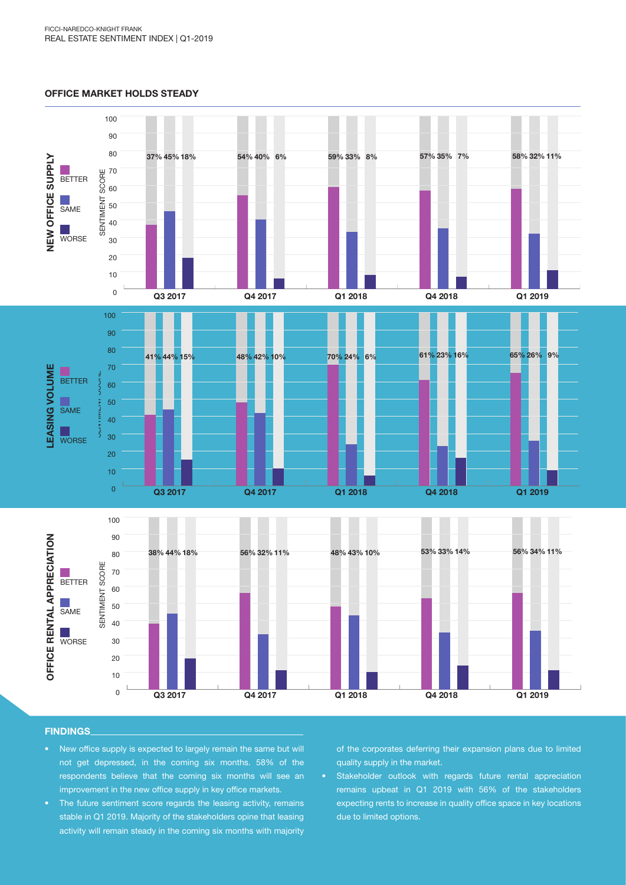## OFFICE MARKET HOLDS STEADY

### NEW OFFICE SUPPLY

| | Better | Same | Worse |
|---|---|---|---|
| Q3 2017 | 37% | 45% | 18% |
| Q4 2017 | 54% | 40% | 6% |
| Q1 2018 | 59% | 33% | 8% |
| Q4 2018 | 57% | 35% | 7% |
| Q1 2019 | 58% | 32% | 11% |

### LEASING VOLUME

| | Better | Same | Worse |
|---|---|---|---|
| Q3 2017 | 41% | 44% | 15% |
| Q4 2017 | 48% | 42% | 10% |
| Q1 2018 | 70% | 24% | 6% |
| Q4 2018 | 61% | 23% | 16% |
| Q1 2019 | 65% | 26% | 9% |

### OFFICE RENTAL APPRECIATION

| | Better | Same | Worse |
|---|---|---|---|
| Q3 2017 | 38% | 44% | 18% |
| Q4 2017 | 56% | 32% | 11% |
| Q1 2018 | 48% | 43% | 10% |
| Q4 2018 | 53% | 33% | 14% |
| Q1 2019 | 56% | 34% | 11% |

## FINDINGS

- New office supply is expected to largely remain the same but will not get depressed, in the coming six months. 58% of the respondents believe that the coming six months will see an improvement in the new office supply in key office markets.
- The future sentiment score regards the leasing activity, remains stable in Q1 2019. Majority of the stakeholders opine that leasing activity will remain steady in the coming six months with majority of the corporates deferring their expansion plans due to limited quality supply in the market.
- Stakeholder outlook with regards future rental appreciation remains upbeat in Q1 2019 with 56% of the stakeholders expecting rents to increase in quality office space in key locations due to limited options.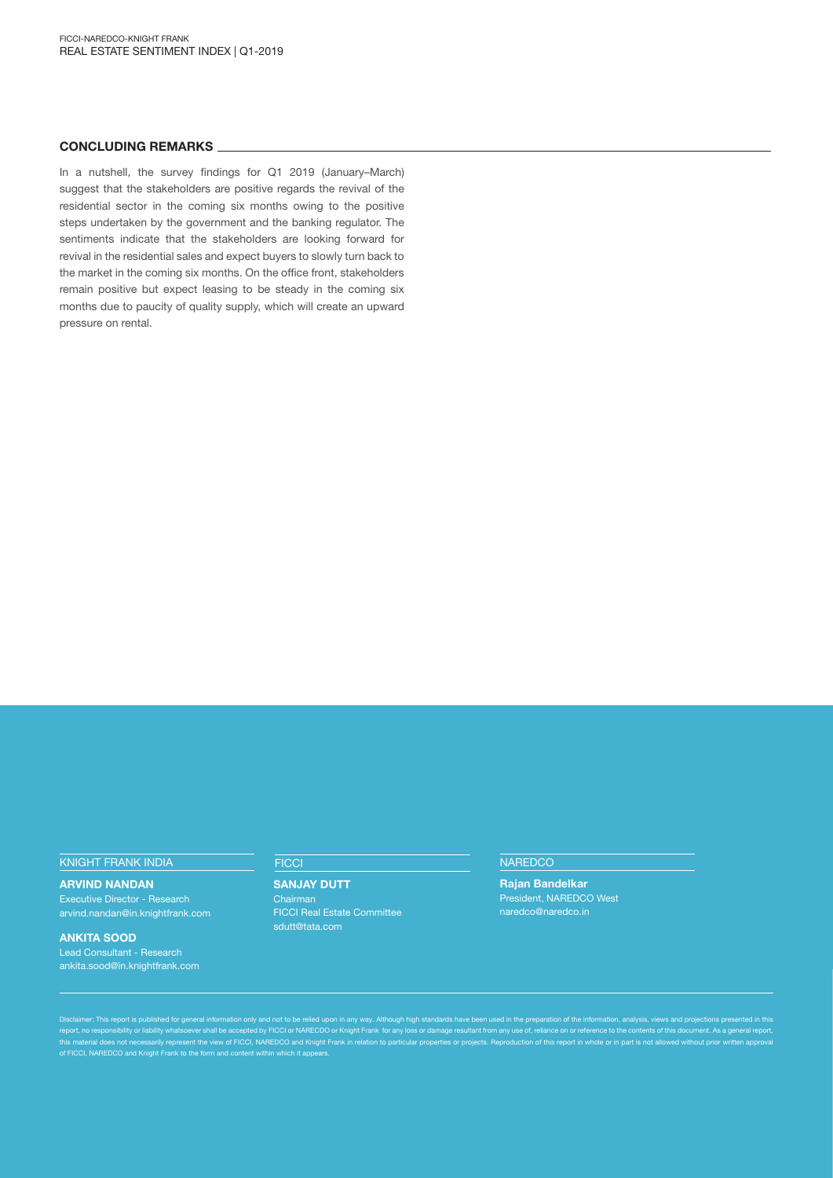## CONCLUDING REMARKS

In a nutshell, the survey findings for Q1 2019 (January–March) suggest that the stakeholders are positive regards the revival of the residential sector in the coming six months owing to the positive steps undertaken by the government and the banking regulator. The sentiments indicate that the stakeholders are looking forward for revival in the residential sales and expect buyers to slowly turn back to the market in the coming six months. On the office front, stakeholders remain positive but expect leasing to be steady in the coming six months due to paucity of quality supply, which will create an upward pressure on rental.

### KNIGHT FRANK INDIA

**ARVIND NANDAN**
Executive Director - Research
arvind.nandan@in.knightfrank.com

**ANKITA SOOD**
Lead Consultant - Research
ankita.sood@in.knightfrank.com

### FICCI

**SANJAY DUTT**
Chairman
FICCI Real Estate Committee
sdutt@tata.com

### NAREDCO

**Rajan Bandelkar**
President, NAREDCO West
naredco@naredco.in

Disclaimer: This report is published for general information only and not to be relied upon in any way. Although high standards have been used in the preparation of the information, analysis, views and projections presented in this report, no responsibility or liability whatsoever shall be accepted by FICCI or NARECDO or Knight Frank for any loss or damage resultant from any use of, reliance on or reference to the contents of this document. As a general report, this material does not necessarily represent the view of FICCI, NAREDCO and Knight Frank in relation to particular properties or projects. Reproduction of this report in whole or in part is not allowed without prior written approval of FICCI, NAREDCO and Knight Frank to the form and content within which it appears.